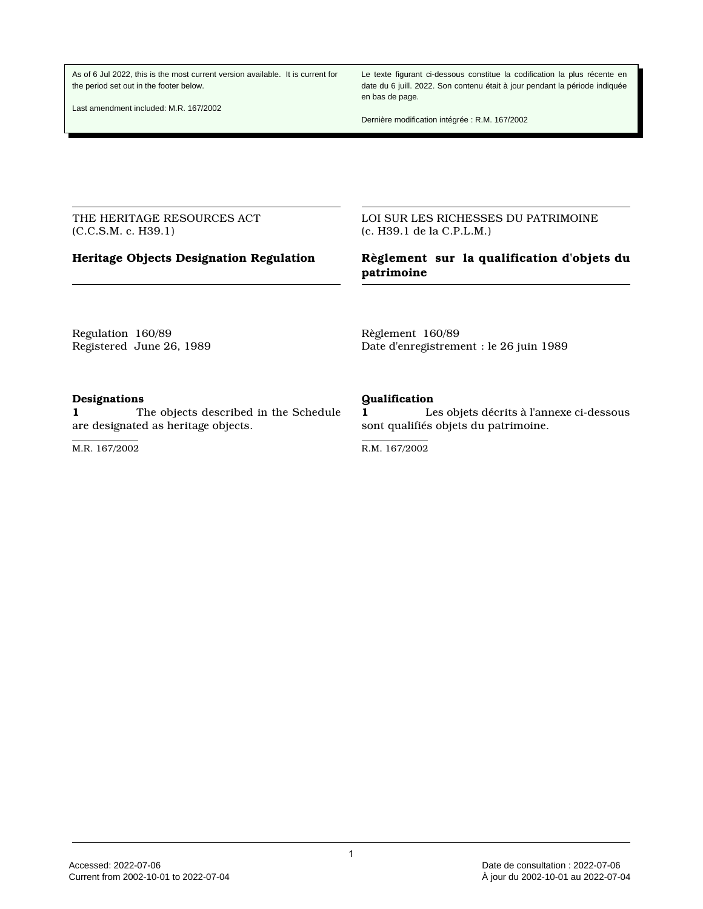As of 6 Jul 2022, this is the most current version available. It is current for the period set out in the footer below.

Last amendment included: M.R. 167/2002

Le texte figurant ci-dessous constitue la codification la plus récente en date du 6 juill. 2022. Son contenu était à jour pendant la période indiquée en bas de page.

Dernière modification intégrée : R.M. 167/2002

THE HERITAGE RESOURCES ACT
(C.C.S.M. c. H39.1)

## Heritage Objects Designation Regulation

LOI SUR LES RICHESSES DU PATRIMOINE
(c. H39.1 de la C.P.L.M.)

## Règlement sur la qualification d'objets du patrimoine

Regulation 160/89
Registered June 26, 1989

Règlement 160/89
Date d'enregistrement : le 26 juin 1989

**Designations**

**1** The objects described in the Schedule are designated as heritage objects.

M.R. 167/2002

**Qualification**

**1** Les objets décrits à l'annexe ci-dessous sont qualifiés objets du patrimoine.

R.M. 167/2002

Accessed: 2022-07-06
Current from 2002-10-01 to 2022-07-04

Date de consultation : 2022-07-06
À jour du 2002-10-01 au 2022-07-04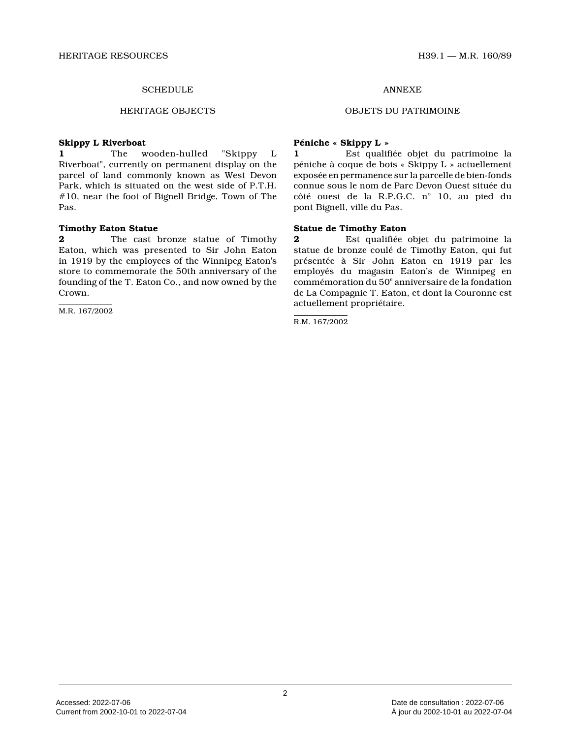## SCHEDULE

## HERITAGE OBJECTS

**Skippy L Riverboat**
**1** The wooden-hulled "Skippy L Riverboat", currently on permanent display on the parcel of land commonly known as West Devon Park, which is situated on the west side of P.T.H. #10, near the foot of Bignell Bridge, Town of The Pas.

**Timothy Eaton Statue**
**2** The cast bronze statue of Timothy Eaton, which was presented to Sir John Eaton in 1919 by the employees of the Winnipeg Eaton's store to commemorate the 50th anniversary of the founding of the T. Eaton Co., and now owned by the Crown.

M.R. 167/2002

## ANNEXE

## OBJETS DU PATRIMOINE

**Péniche « Skippy L »**
**1** Est qualifiée objet du patrimoine la péniche à coque de bois « Skippy L » actuellement exposée en permanence sur la parcelle de bien-fonds connue sous le nom de Parc Devon Ouest située du côté ouest de la R.P.G.C. n° 10, au pied du pont Bignell, ville du Pas.

**Statue de Timothy Eaton**
**2** Est qualifiée objet du patrimoine la statue de bronze coulé de Timothy Eaton, qui fut présentée à Sir John Eaton en 1919 par les employés du magasin Eaton's de Winnipeg en commémoration du 50e anniversaire de la fondation de La Compagnie T. Eaton, et dont la Couronne est actuellement propriétaire.

R.M. 167/2002